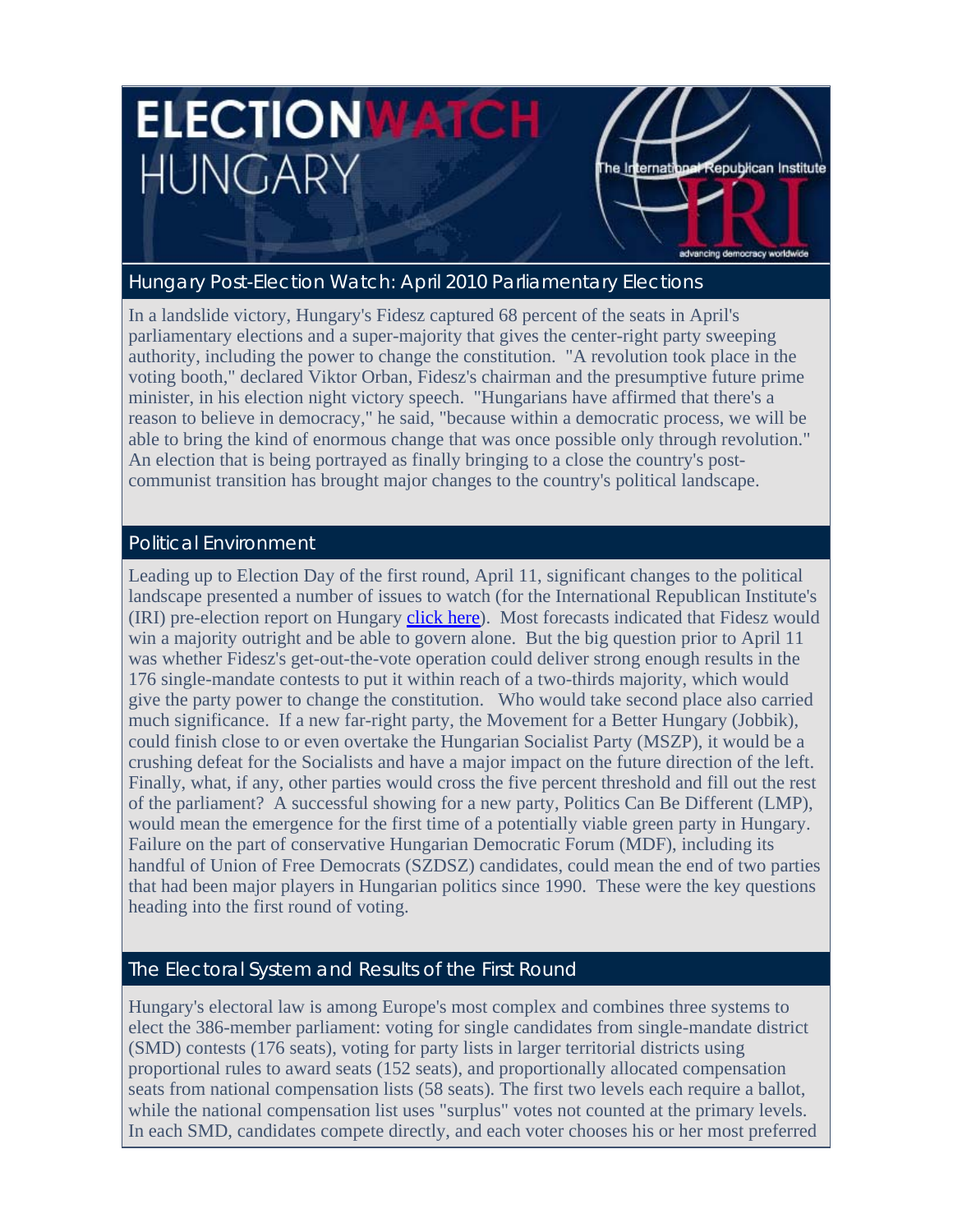# ELECTION WATCH HUNGARY

## Hungary Post-Election Watch: April 2010 Parliamentary Elections

In a landslide victory, Hungary's Fidesz captured 68 percent of the seats in April's parliamentary elections and a super-majority that gives the center-right party sweeping authority, including the power to change the constitution. "A revolution took place in the voting booth," declared Viktor Orban, Fidesz's chairman and the presumptive future prime minister, in his election night victory speech. "Hungarians have affirmed that there's a reason to believe in democracy," he said, "because within a democratic process, we will be able to bring the kind of enormous change that was once possible only through revolution." An election that is being portrayed as finally bringing to a close the country's post-communist transition has brought major changes to the country's political landscape.

## Political Environment

Leading up to Election Day of the first round, April 11, significant changes to the political landscape presented a number of issues to watch (for the International Republican Institute's (IRI) pre-election report on Hungary click here). Most forecasts indicated that Fidesz would win a majority outright and be able to govern alone. But the big question prior to April 11 was whether Fidesz's get-out-the-vote operation could deliver strong enough results in the 176 single-mandate contests to put it within reach of a two-thirds majority, which would give the party power to change the constitution. Who would take second place also carried much significance. If a new far-right party, the Movement for a Better Hungary (Jobbik), could finish close to or even overtake the Hungarian Socialist Party (MSZP), it would be a crushing defeat for the Socialists and have a major impact on the future direction of the left. Finally, what, if any, other parties would cross the five percent threshold and fill out the rest of the parliament? A successful showing for a new party, Politics Can Be Different (LMP), would mean the emergence for the first time of a potentially viable green party in Hungary. Failure on the part of conservative Hungarian Democratic Forum (MDF), including its handful of Union of Free Democrats (SZDSZ) candidates, could mean the end of two parties that had been major players in Hungarian politics since 1990. These were the key questions heading into the first round of voting.

## The Electoral System and Results of the First Round

Hungary's electoral law is among Europe's most complex and combines three systems to elect the 386-member parliament: voting for single candidates from single-mandate district (SMD) contests (176 seats), voting for party lists in larger territorial districts using proportional rules to award seats (152 seats), and proportionally allocated compensation seats from national compensation lists (58 seats). The first two levels each require a ballot, while the national compensation list uses "surplus" votes not counted at the primary levels. In each SMD, candidates compete directly, and each voter chooses his or her most preferred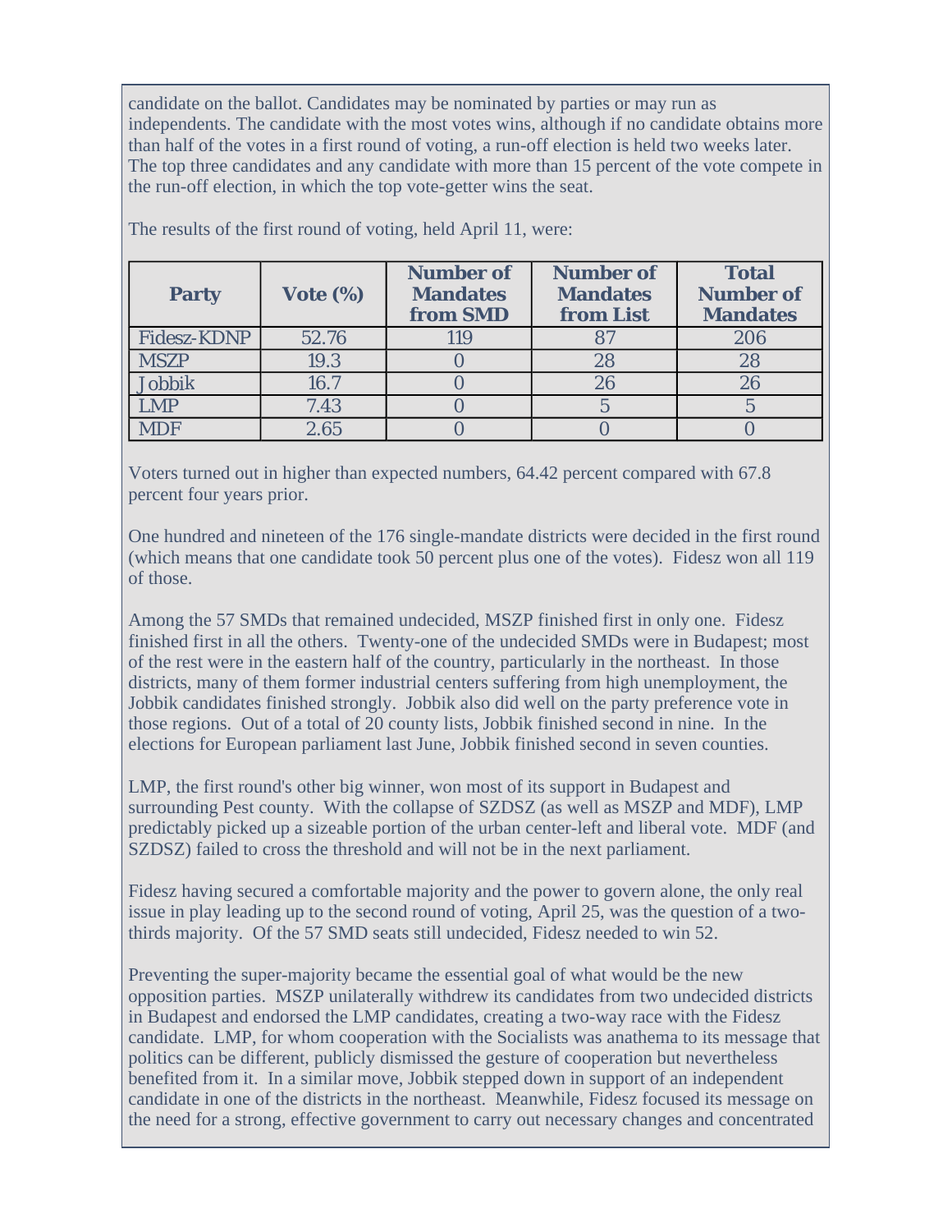candidate on the ballot. Candidates may be nominated by parties or may run as independents. The candidate with the most votes wins, although if no candidate obtains more than half of the votes in a first round of voting, a run-off election is held two weeks later. The top three candidates and any candidate with more than 15 percent of the vote compete in the run-off election, in which the top vote-getter wins the seat.

The results of the first round of voting, held April 11, were:

| Party | Vote (%) | Number of Mandates from SMD | Number of Mandates from List | Total Number of Mandates |
|---|---|---|---|---|
| Fidesz-KDNP | 52.76 | 119 | 87 | 206 |
| MSZP | 19.3 | 0 | 28 | 28 |
| Jobbik | 16.7 | 0 | 26 | 26 |
| LMP | 7.43 | 0 | 5 | 5 |
| MDF | 2.65 | 0 | 0 | 0 |

Voters turned out in higher than expected numbers, 64.42 percent compared with 67.8 percent four years prior.

One hundred and nineteen of the 176 single-mandate districts were decided in the first round (which means that one candidate took 50 percent plus one of the votes). Fidesz won all 119 of those.

Among the 57 SMDs that remained undecided, MSZP finished first in only one. Fidesz finished first in all the others. Twenty-one of the undecided SMDs were in Budapest; most of the rest were in the eastern half of the country, particularly in the northeast. In those districts, many of them former industrial centers suffering from high unemployment, the Jobbik candidates finished strongly. Jobbik also did well on the party preference vote in those regions. Out of a total of 20 county lists, Jobbik finished second in nine. In the elections for European parliament last June, Jobbik finished second in seven counties.

LMP, the first round's other big winner, won most of its support in Budapest and surrounding Pest county. With the collapse of SZDSZ (as well as MSZP and MDF), LMP predictably picked up a sizeable portion of the urban center-left and liberal vote. MDF (and SZDSZ) failed to cross the threshold and will not be in the next parliament.

Fidesz having secured a comfortable majority and the power to govern alone, the only real issue in play leading up to the second round of voting, April 25, was the question of a two-thirds majority. Of the 57 SMD seats still undecided, Fidesz needed to win 52.

Preventing the super-majority became the essential goal of what would be the new opposition parties. MSZP unilaterally withdrew its candidates from two undecided districts in Budapest and endorsed the LMP candidates, creating a two-way race with the Fidesz candidate. LMP, for whom cooperation with the Socialists was anathema to its message that politics can be different, publicly dismissed the gesture of cooperation but nevertheless benefited from it. In a similar move, Jobbik stepped down in support of an independent candidate in one of the districts in the northeast. Meanwhile, Fidesz focused its message on the need for a strong, effective government to carry out necessary changes and concentrated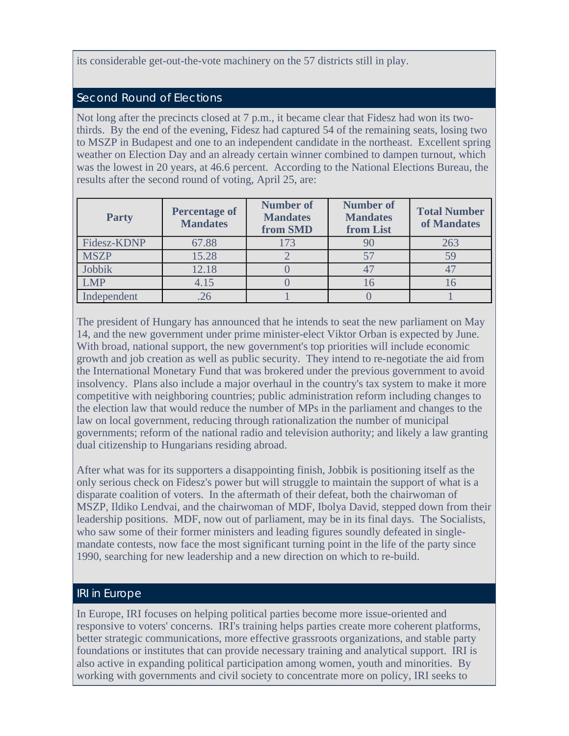its considerable get-out-the-vote machinery on the 57 districts still in play.

## Second Round of Elections

Not long after the precincts closed at 7 p.m., it became clear that Fidesz had won its two-thirds. By the end of the evening, Fidesz had captured 54 of the remaining seats, losing two to MSZP in Budapest and one to an independent candidate in the northeast. Excellent spring weather on Election Day and an already certain winner combined to dampen turnout, which was the lowest in 20 years, at 46.6 percent. According to the National Elections Bureau, the results after the second round of voting, April 25, are:

| Party | Percentage of Mandates | Number of Mandates from SMD | Number of Mandates from List | Total Number of Mandates |
|---|---|---|---|---|
| Fidesz-KDNP | 67.88 | 173 | 90 | 263 |
| MSZP | 15.28 | 2 | 57 | 59 |
| Jobbik | 12.18 | 0 | 47 | 47 |
| LMP | 4.15 | 0 | 16 | 16 |
| Independent | .26 | 1 | 0 | 1 |

The president of Hungary has announced that he intends to seat the new parliament on May 14, and the new government under prime minister-elect Viktor Orban is expected by June. With broad, national support, the new government's top priorities will include economic growth and job creation as well as public security. They intend to re-negotiate the aid from the International Monetary Fund that was brokered under the previous government to avoid insolvency. Plans also include a major overhaul in the country's tax system to make it more competitive with neighboring countries; public administration reform including changes to the election law that would reduce the number of MPs in the parliament and changes to the law on local government, reducing through rationalization the number of municipal governments; reform of the national radio and television authority; and likely a law granting dual citizenship to Hungarians residing abroad.

After what was for its supporters a disappointing finish, Jobbik is positioning itself as the only serious check on Fidesz's power but will struggle to maintain the support of what is a disparate coalition of voters. In the aftermath of their defeat, both the chairwoman of MSZP, Ildiko Lendvai, and the chairwoman of MDF, Ibolya David, stepped down from their leadership positions. MDF, now out of parliament, may be in its final days. The Socialists, who saw some of their former ministers and leading figures soundly defeated in single-mandate contests, now face the most significant turning point in the life of the party since 1990, searching for new leadership and a new direction on which to re-build.

## IRI in Europe

In Europe, IRI focuses on helping political parties become more issue-oriented and responsive to voters' concerns. IRI's training helps parties create more coherent platforms, better strategic communications, more effective grassroots organizations, and stable party foundations or institutes that can provide necessary training and analytical support. IRI is also active in expanding political participation among women, youth and minorities. By working with governments and civil society to concentrate more on policy, IRI seeks to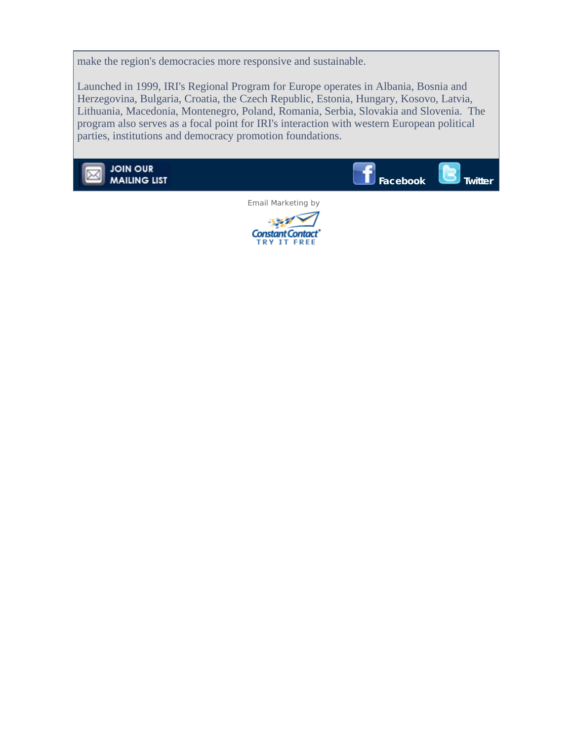make the region's democracies more responsive and sustainable.

Launched in 1999, IRI's Regional Program for Europe operates in Albania, Bosnia and Herzegovina, Bulgaria, Croatia, the Czech Republic, Estonia, Hungary, Kosovo, Latvia, Lithuania, Macedonia, Montenegro, Poland, Romania, Serbia, Slovakia and Slovenia. The program also serves as a focal point for IRI's interaction with western European political parties, institutions and democracy promotion foundations.

JOIN OUR MAILING LIST

Facebook Twitter

Email Marketing by

Constant Contact
TRY IT FREE